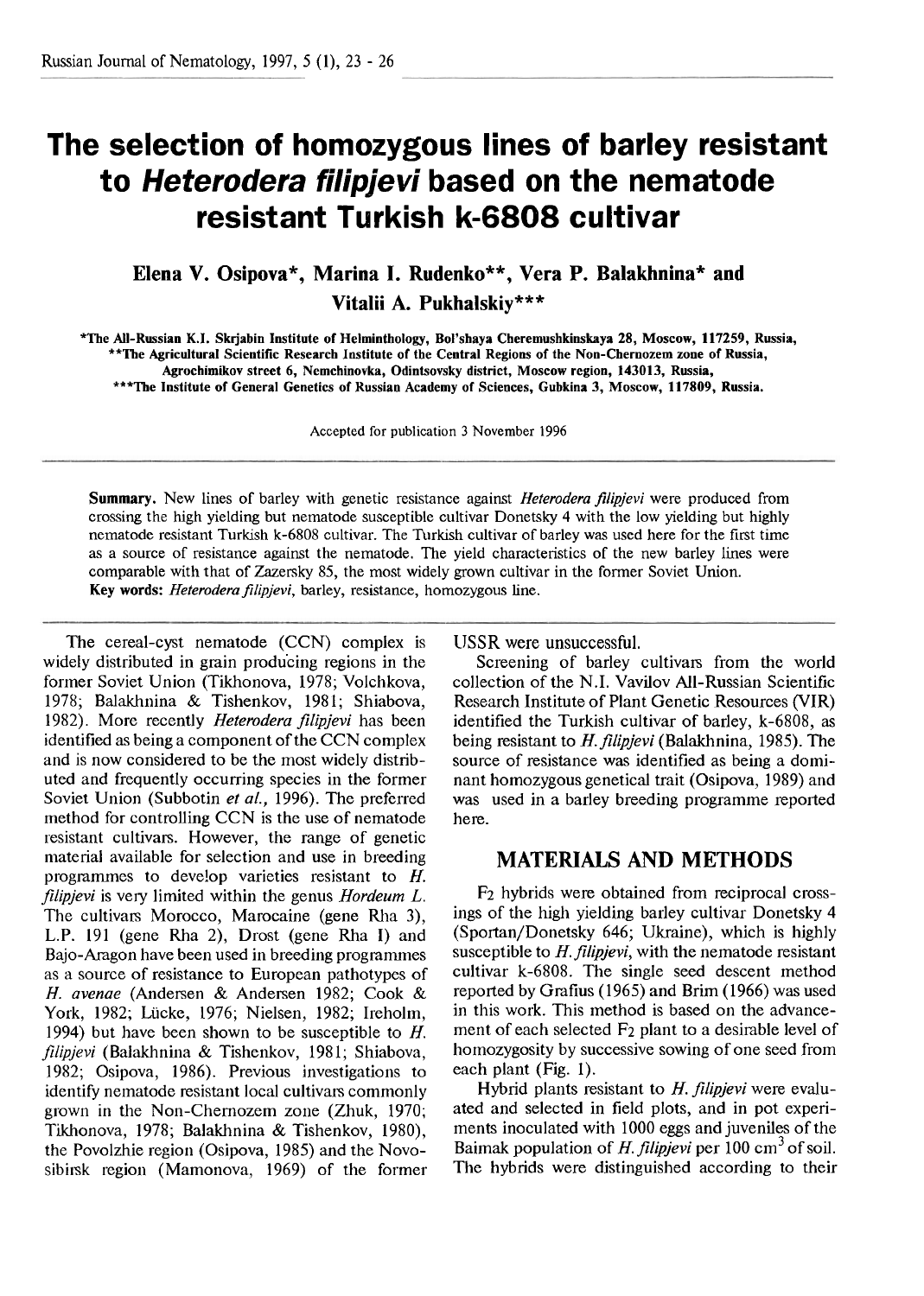# The selection of homozygous lines of barley resistant to *Heterodera filipjevi* based on the nematode resistant Turkish k-6808 cultivar

**Elena V. Osipova\*, Marina I. Rudenko\*\*, Vera P. Balakhnina\* and Vitalii A. Pukhalskiy\*\*\***

\*The All-Russian K.I. Skrjabin Institute of Helminthology, Bol'shaya Cheremushkinskaya 28, Moscow, 117259, Russia,
\*\*The Agricultural Scientific Research Institute of the Central Regions of the Non-Chernozem zone of Russia, Agrochimikov street 6, Nemchinovka, Odintsovsky district, Moscow region, 143013, Russia,
\*\*\*The Institute of General Genetics of Russian Academy of Sciences, Gubkina 3, Moscow, 117809, Russia.

Accepted for publication 3 November 1996

**Summary.** New lines of barley with genetic resistance against *Heterodera filipjevi* were produced from crossing the high yielding but nematode susceptible cultivar Donetsky 4 with the low yielding but highly nematode resistant Turkish k-6808 cultivar. The Turkish cultivar of barley was used here for the first time as a source of resistance against the nematode. The yield characteristics of the new barley lines were comparable with that of Zazersky 85, the most widely grown cultivar in the former Soviet Union.
**Key words:** *Heterodera filipjevi*, barley, resistance, homozygous line.

The cereal-cyst nematode (CCN) complex is widely distributed in grain producing regions in the former Soviet Union (Tikhonova, 1978; Volchkova, 1978; Balakhnina & Tishenkov, 1981; Shiabova, 1982). More recently *Heterodera filipjevi* has been identified as being a component of the CCN complex and is now considered to be the most widely distributed and frequently occurring species in the former Soviet Union (Subbotin *et al.*, 1996). The preferred method for controlling CCN is the use of nematode resistant cultivars. However, the range of genetic material available for selection and use in breeding programmes to develop varieties resistant to *H. filipjevi* is very limited within the genus *Hordeum L.* The cultivars Morocco, Marocaine (gene Rha 3), L.P. 191 (gene Rha 2), Drost (gene Rha I) and Bajo-Aragon have been used in breeding programmes as a source of resistance to European pathotypes of *H. avenae* (Andersen & Andersen 1982; Cook & York, 1982; Lücke, 1976; Nielsen, 1982; Ireholm, 1994) but have been shown to be susceptible to *H. filipjevi* (Balakhnina & Tishenkov, 1981; Shiabova, 1982; Osipova, 1986). Previous investigations to identify nematode resistant local cultivars commonly grown in the Non-Chernozem zone (Zhuk, 1970; Tikhonova, 1978; Balakhnina & Tishenkov, 1980), the Povolzhie region (Osipova, 1985) and the Novosibirsk region (Mamonova, 1969) of the former USSR were unsuccessful.

Screening of barley cultivars from the world collection of the N.I. Vavilov All-Russian Scientific Research Institute of Plant Genetic Resources (VIR) identified the Turkish cultivar of barley, k-6808, as being resistant to *H. filipjevi* (Balakhnina, 1985). The source of resistance was identified as being a dominant homozygous genetical trait (Osipova, 1989) and was used in a barley breeding programme reported here.

## MATERIALS AND METHODS

$F_2$ hybrids were obtained from reciprocal crossings of the high yielding barley cultivar Donetsky 4 (Sportan/Donetsky 646; Ukraine), which is highly susceptible to *H. filipjevi*, with the nematode resistant cultivar k-6808. The single seed descent method reported by Grafius (1965) and Brim (1966) was used in this work. This method is based on the advancement of each selected $F_2$ plant to a desirable level of homozygosity by successive sowing of one seed from each plant (Fig. 1).

Hybrid plants resistant to *H. filipjevi* were evaluated and selected in field plots, and in pot experiments inoculated with 1000 eggs and juveniles of the Baimak population of *H. filipjevi* per 100 $cm^3$ of soil. The hybrids were distinguished according to their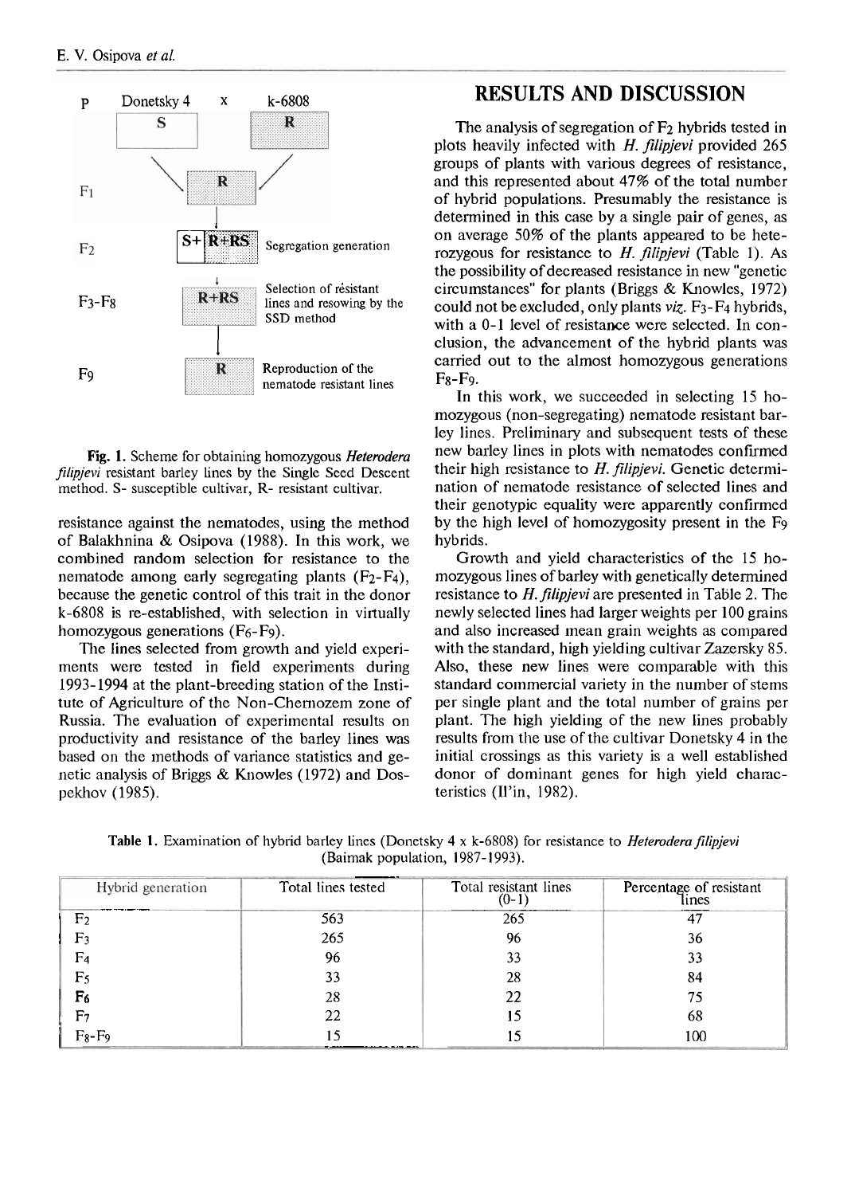P Donetsky 4 x k-6808

S R

$F_1$ R

$F_2$ S+ R+RS Segregation generation

$F_3$-$F_8$ R+RS Selection of resistant lines and resowing by the SSD method

$F_9$ R Reproduction of the nematode resistant lines

**Fig. 1.** Scheme for obtaining homozygous *Heterodera filipjevi* resistant barley lines by the Single Seed Descent method. S- susceptible cultivar, R- resistant cultivar.

resistance against the nematodes, using the method of Balakhnina & Osipova (1988). In this work, we combined random selection for resistance to the nematode among early segregating plants ($F_2$-$F_4$), because the genetic control of this trait in the donor k-6808 is re-established, with selection in virtually homozygous generations ($F_6$-$F_9$).

The lines selected from growth and yield experiments were tested in field experiments during 1993-1994 at the plant-breeding station of the Institute of Agriculture of the Non-Chernozem zone of Russia. The evaluation of experimental results on productivity and resistance of the barley lines was based on the methods of variance statistics and genetic analysis of Briggs & Knowles (1972) and Dospekhov (1985).

## RESULTS AND DISCUSSION

The analysis of segregation of $F_2$ hybrids tested in plots heavily infected with *H. filipjevi* provided 265 groups of plants with various degrees of resistance, and this represented about 47% of the total number of hybrid populations. Presumably the resistance is determined in this case by a single pair of genes, as on average 50% of the plants appeared to be heterozygous for resistance to *H. filipjevi* (Table 1). As the possibility of decreased resistance in new "genetic circumstances" for plants (Briggs & Knowles, 1972) could not be excluded, only plants *viz.* $F_3$-$F_4$ hybrids, with a 0-1 level of resistance were selected. In conclusion, the advancement of the hybrid plants was carried out to the almost homozygous generations $F_8$-$F_9$.

In this work, we succeeded in selecting 15 homozygous (non-segregating) nematode resistant barley lines. Preliminary and subsequent tests of these new barley lines in plots with nematodes confirmed their high resistance to *H. filipjevi*. Genetic determination of nematode resistance of selected lines and their genotypic equality were apparently confirmed by the high level of homozygosity present in the $F_9$ hybrids.

Growth and yield characteristics of the 15 homozygous lines of barley with genetically determined resistance to *H. filipjevi* are presented in Table 2. The newly selected lines had larger weights per 100 grains and also increased mean grain weights as compared with the standard, high yielding cultivar Zazersky 85. Also, these new lines were comparable with this standard commercial variety in the number of stems per single plant and the total number of grains per plant. The high yielding of the new lines probably results from the use of the cultivar Donetsky 4 in the initial crossings as this variety is a well established donor of dominant genes for high yield characteristics (Il'in, 1982).

**Table 1.** Examination of hybrid barley lines (Donetsky 4 x k-6808) for resistance to *Heterodera filipjevi* (Baimak population, 1987-1993).

| Hybrid generation | Total lines tested | Total resistant lines (0-1) | Percentage of resistant lines |
|---|---|---|---|
| $F_2$ | 563 | 265 | 47 |
| $F_3$ | 265 | 96 | 36 |
| $F_4$ | 96 | 33 | 33 |
| $F_5$ | 33 | 28 | 84 |
| $F_6$ | 28 | 22 | 75 |
| $F_7$ | 22 | 15 | 68 |
| $F_8$-$F_9$ | 15 | 15 | 100 |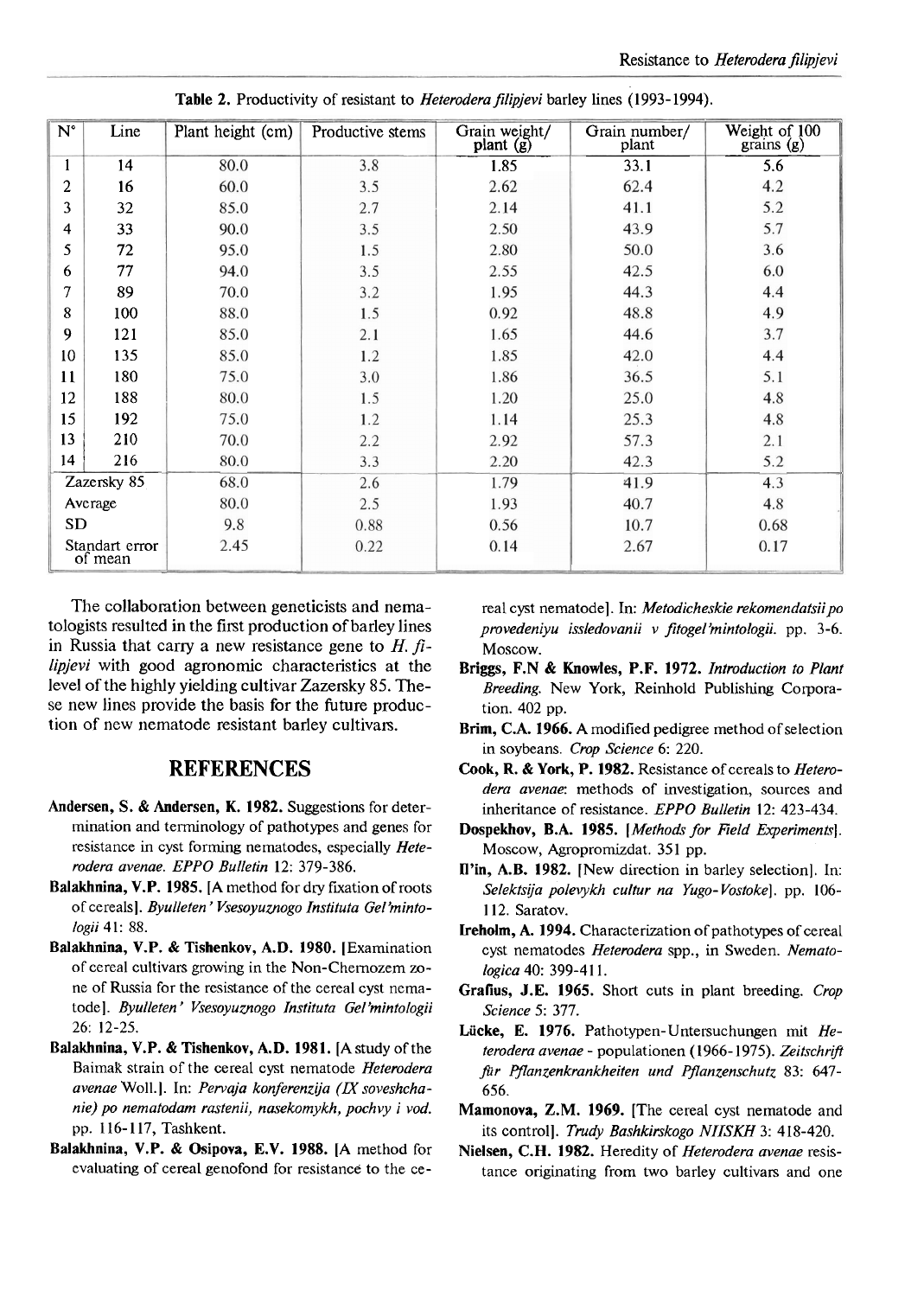**Table 2.** Productivity of resistant to *Heterodera filipjevi* barley lines (1993-1994).

| N° | Line | Plant height (cm) | Productive stems | Grain weight/ plant (g) | Grain number/ plant | Weight of 100 grains (g) |
|---|---|---|---|---|---|---|
| 1 | 14 | 80.0 | 3.8 | 1.85 | 33.1 | 5.6 |
| 2 | 16 | 60.0 | 3.5 | 2.62 | 62.4 | 4.2 |
| 3 | 32 | 85.0 | 2.7 | 2.14 | 41.1 | 5.2 |
| 4 | 33 | 90.0 | 3.5 | 2.50 | 43.9 | 5.7 |
| 5 | 72 | 95.0 | 1.5 | 2.80 | 50.0 | 3.6 |
| 6 | 77 | 94.0 | 3.5 | 2.55 | 42.5 | 6.0 |
| 7 | 89 | 70.0 | 3.2 | 1.95 | 44.3 | 4.4 |
| 8 | 100 | 88.0 | 1.5 | 0.92 | 48.8 | 4.9 |
| 9 | 121 | 85.0 | 2.1 | 1.65 | 44.6 | 3.7 |
| 10 | 135 | 85.0 | 1.2 | 1.85 | 42.0 | 4.4 |
| 11 | 180 | 75.0 | 3.0 | 1.86 | 36.5 | 5.1 |
| 12 | 188 | 80.0 | 1.5 | 1.20 | 25.0 | 4.8 |
| 15 | 192 | 75.0 | 1.2 | 1.14 | 25.3 | 4.8 |
| 13 | 210 | 70.0 | 2.2 | 2.92 | 57.3 | 2.1 |
| 14 | 216 | 80.0 | 3.3 | 2.20 | 42.3 | 5.2 |
| Zazersky 85 | | 68.0 | 2.6 | 1.79 | 41.9 | 4.3 |
| Average | | 80.0 | 2.5 | 1.93 | 40.7 | 4.8 |
| SD | | 9.8 | 0.88 | 0.56 | 10.7 | 0.68 |
| Standart error of mean | | 2.45 | 0.22 | 0.14 | 2.67 | 0.17 |

The collaboration between geneticists and nematologists resulted in the first production of barley lines in Russia that carry a new resistance gene to *H. filipjevi* with good agronomic characteristics at the level of the highly yielding cultivar Zazersky 85. These new lines provide the basis for the future production of new nematode resistant barley cultivars.

## REFERENCES

**Andersen, S. & Andersen, K. 1982.** Suggestions for determination and terminology of pathotypes and genes for resistance in cyst forming nematodes, especially *Heterodera avenae*. *EPPO Bulletin* 12: 379-386.

**Balakhnina, V.P. 1985.** [A method for dry fixation of roots of cereals]. *Byulleten' Vsesoyuznogo Instituta Gel'mintologii* 41: 88.

**Balakhnina, V.P. & Tishenkov, A.D. 1980.** [Examination of cereal cultivars growing in the Non-Chernozem zone of Russia for the resistance of the cereal cyst nematode]. *Byulleten' Vsesoyuznogo Instituta Gel'mintologii* 26: 12-25.

**Balakhnina, V.P. & Tishenkov, A.D. 1981.** [A study of the Baimak strain of the cereal cyst nematode *Heterodera avenae* Woll.]. In: *Pervaja konferenzija (IX soveshchanie) po nematodam rastenii, nasekomykh, pochvy i vod.* pp. 116-117, Tashkent.

**Balakhnina, V.P. & Osipova, E.V. 1988.** [A method for evaluating of cereal genofond for resistance to the cereal cyst nematode]. In: *Metodicheskie rekomendatsii po provedeniyu issledovanii v fitogel'mintologii.* pp. 3-6. Moscow.

**Briggs, F.N & Knowles, P.F. 1972.** *Introduction to Plant Breeding.* New York, Reinhold Publishing Corporation. 402 pp.

**Brim, C.A. 1966.** A modified pedigree method of selection in soybeans. *Crop Science* 6: 220.

**Cook, R. & York, P. 1982.** Resistance of cereals to *Heterodera avenae*: methods of investigation, sources and inheritance of resistance. *EPPO Bulletin* 12: 423-434.

**Dospekhov, B.A. 1985.** [*Methods for Field Experiments*]. Moscow, Agropromizdat. 351 pp.

**Il'in, A.B. 1982.** [New direction in barley selection]. In: *Selektsija polevykh cultur na Yugo-Vostoke*]. pp. 106-112. Saratov.

**Ireholm, A. 1994.** Characterization of pathotypes of cereal cyst nematodes *Heterodera* spp., in Sweden. *Nematologica* 40: 399-411.

**Grafius, J.E. 1965.** Short cuts in plant breeding. *Crop Science* 5: 377.

**Lücke, E. 1976.** Pathotypen-Untersuchungen mit *Heterodera avenae* - populationen (1966-1975). *Zeitschrift für Pflanzenkrankheiten und Pflanzenschutz* 83: 647-656.

**Mamonova, Z.M. 1969.** [The cereal cyst nematode and its control]. *Trudy Bashkirskogo NIISKH* 3: 418-420.

**Nielsen, C.H. 1982.** Heredity of *Heterodera avenae* resistance originating from two barley cultivars and one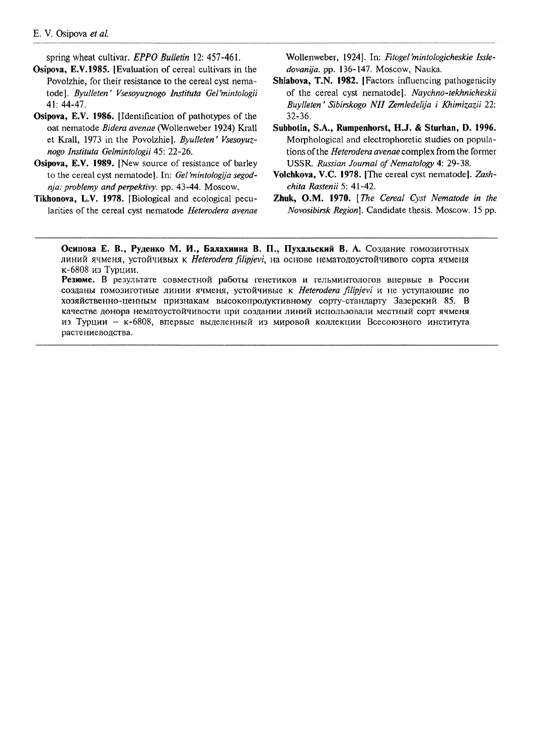spring wheat cultivar. *EPPO Bulletin* 12: 457-461.

**Osipova, E.V. 1985.** [Evaluation of cereal cultivars in the Povolzhie, for their resistance to the cereal cyst nematode]. *Byulleten' Vsesoyuznogo Instituta Gel'mintologii* 41: 44-47.

**Osipova, E.V. 1986.** [Identification of pathotypes of the oat nematode *Bidera avenae* (Wollenweber 1924) Krall et Krall, 1973 in the Povolzhie]. *Byulleten' Vsesoyuznogo Instituta Gelmintologii* 45: 22-26.

**Osipova, E.V. 1989.** [New source of resistance of barley to the cereal cyst nematode]. In: *Gel'mintologija segodnja: problemy and perpektivy*. pp. 43-44. Moscow.

**Tikhonova, L.V. 1978.** [Biological and ecological peculiarities of the cereal cyst nematode *Heterodera avenae* Wollenweber, 1924]. In: *Fitogel'mintologicheskie Issledovanija*. pp. 136-147. Moscow, Nauka.

**Shiabova, T.N. 1982.** [Factors influencing pathogenicity of the cereal cyst nematode]. *Naychno-tekhnicheskii Buylleten' Sibirskogo NII Zemledelija i Khimizazii* 22: 32-36.

**Subbotin, S.A., Rumpenhorst, H.J. & Sturhan, D. 1996.** Morphological and electrophoretic studies on populations of the *Heterodera avenae* complex from the former USSR. *Russian Journal of Nematology* 4: 29-38.

**Volchkova, V.C. 1978.** [The cereal cyst nematode]. *Zashchita Rastenii* 5: 41-42.

**Zhuk, O.M. 1970.** [*The Cereal Cyst Nematode in the Novosibirsk Region*]. Candidate thesis. Moscow. 15 pp.

---

**Осипова Е. В., Руденко М. И., Балахнина В. П., Пухальский В. А.** Создание гомозиготных линий ячменя, устойчивых к *Heterodera filipjevi*, на основе нематодоустойчивого сорта ячменя к-6808 из Турции.

**Резюме.** В результате совместной работы генетиков и гельминтологов впервые в России созданы гомозиготные линии ячменя, устойчивые к *Heterodera filipjevi* и не уступающие по хозяйственно-ценным признакам высокопродуктивному сорту-стандарту Зазерский 85. В качестве донора нематоустойчивости при создании линий использовали местный сорт ячменя из Турции – к-6808, впервые выделенный из мировой коллекции Всесоюзного института растениеводства.